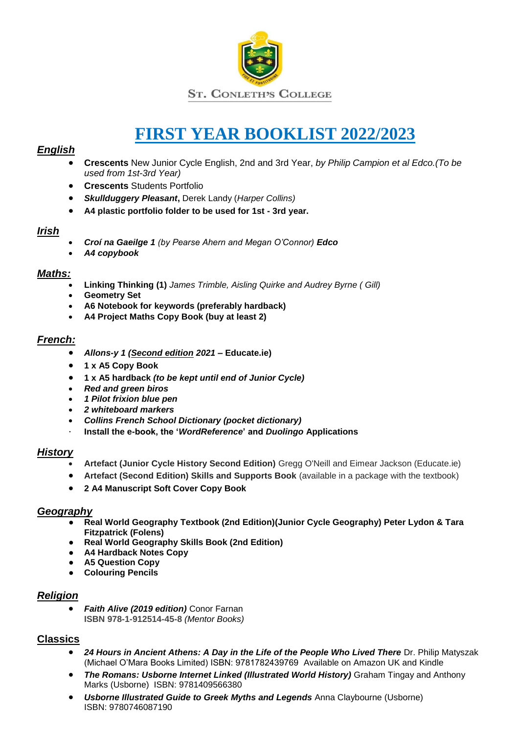ST. CONLETH'S COLLEGE

# FIRST YEAR BOOKLIST 2022/2023

## *English*

- **Crescents** New Junior Cycle English, 2nd and 3rd Year, *by Philip Campion et al Edco.(To be used from 1st-3rd Year)*
- **Crescents** Students Portfolio
- ***Skullduggery Pleasant*,** Derek Landy (*Harper Collins)*
- **A4 plastic portfolio folder to be used for 1st - 3rd year.**

## *Irish*

- ***Croí na Gaeilge 1*** *(by Pearse Ahern and Megan O'Connor)* ***Edco***
- ***A4 copybook***

## *Maths:*

- **Linking Thinking (1)** *James Trimble, Aisling Quirke and Audrey Byrne ( Gill)*
- **Geometry Set**
- **A6 Notebook for keywords (preferably hardback)**
- **A4 Project Maths Copy Book (buy at least 2)**

## *French:*

- ***Allons-y 1 (Second edition 2021*** **– Educate.ie)**
- **1 x A5 Copy Book**
- **1 x A5 hardback** ***(to be kept until end of Junior Cycle)***
- ***Red and green biros***
- ***1 Pilot frixion blue pen***
- ***2 whiteboard markers***
- ***Collins French School Dictionary (pocket dictionary)***
- **Install the e-book, the '*WordReference*' and *Duolingo* Applications**

## *History*

- **Artefact (Junior Cycle History Second Edition)** Gregg O'Neill and Eimear Jackson (Educate.ie)
- **Artefact (Second Edition) Skills and Supports Book** (available in a package with the textbook)
- **2 A4 Manuscript Soft Cover Copy Book**

## *Geography*

- **Real World Geography Textbook (2nd Edition)(Junior Cycle Geography) Peter Lydon & Tara Fitzpatrick (Folens)**
- **Real World Geography Skills Book (2nd Edition)**
- **A4 Hardback Notes Copy**
- **A5 Question Copy**
- **Colouring Pencils**

## *Religion*

- ***Faith Alive (2019 edition)*** Conor Farnan
  **ISBN 978-1-912514-45-8** *(Mentor Books)*

## Classics

- ***24 Hours in Ancient Athens: A Day in the Life of the People Who Lived There*** Dr. Philip Matyszak (Michael O'Mara Books Limited) ISBN: 9781782439769 Available on Amazon UK and Kindle
- ***The Romans: Usborne Internet Linked (Illustrated World History)*** Graham Tingay and Anthony Marks (Usborne) ISBN: 9781409566380
- ***Usborne Illustrated Guide to Greek Myths and Legends*** Anna Claybourne (Usborne) ISBN: 9780746087190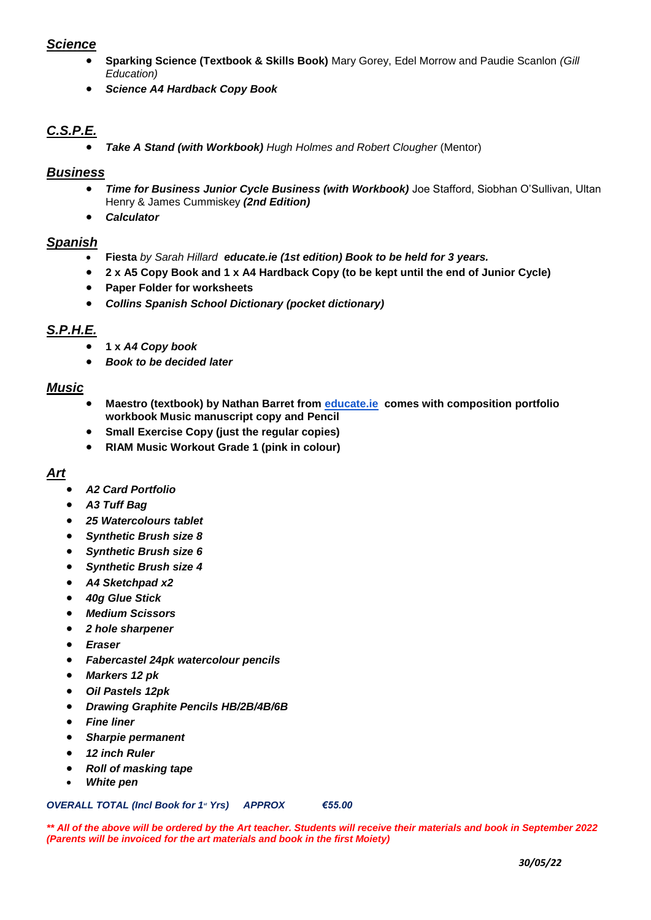## ***Science***

- **Sparking Science (Textbook & Skills Book)** Mary Gorey, Edel Morrow and Paudie Scanlon *(Gill Education)*
- ***Science A4 Hardback Copy Book***

## ***C.S.P.E.***

- ***Take A Stand (with Workbook)*** *Hugh Holmes and Robert Clougher* (Mentor)

## ***Business***

- ***Time for Business Junior Cycle Business (with Workbook)*** Joe Stafford, Siobhan O'Sullivan, Ultan Henry & James Cummiskey ***(2nd Edition)***
- ***Calculator***

## ***Spanish***

- **Fiesta** *by Sarah Hillard* ***educate.ie (1st edition) Book to be held for 3 years.***
- **2 x A5 Copy Book and 1 x A4 Hardback Copy (to be kept until the end of Junior Cycle)**
- **Paper Folder for worksheets**
- ***Collins Spanish School Dictionary (pocket dictionary)***

## ***S.P.H.E.***

- **1 x *A4 Copy book***
- ***Book to be decided later***

## ***Music***

- **Maestro (textbook) by Nathan Barret from educate.ie comes with composition portfolio workbook Music manuscript copy and Pencil**
- **Small Exercise Copy (just the regular copies)**
- **RIAM Music Workout Grade 1 (pink in colour)**

## ***Art***

- ***A2 Card Portfolio***
- ***A3 Tuff Bag***
- ***25 Watercolours tablet***
- ***Synthetic Brush size 8***
- ***Synthetic Brush size 6***
- ***Synthetic Brush size 4***
- ***A4 Sketchpad x2***
- ***40g Glue Stick***
- ***Medium Scissors***
- ***2 hole sharpener***
- ***Eraser***
- ***Fabercastel 24pk watercolour pencils***
- ***Markers 12 pk***
- ***Oil Pastels 12pk***
- ***Drawing Graphite Pencils HB/2B/4B/6B***
- ***Fine liner***
- ***Sharpie permanent***
- ***12 inch Ruler***
- ***Roll of masking tape***
- ***White pen***

***OVERALL TOTAL (Incl Book for 1st Yrs) APPROX €55.00***

***** All of the above will be ordered by the Art teacher. Students will receive their materials and book in September 2022 (Parents will be invoiced for the art materials and book in the first Moiety)***

***30/05/22***